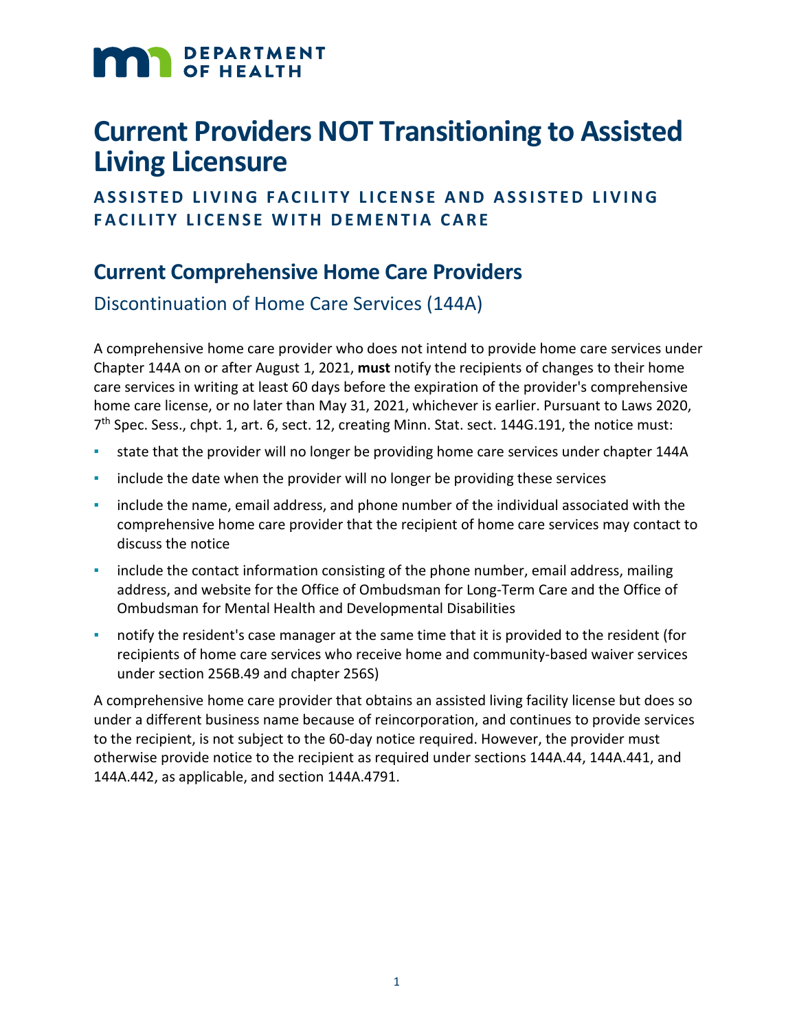# Current Providers NOT Transitioning to Assisted Living Licensure

**ASSISTED LIVING FACILITY LICENSE AND ASSISTED LIVING FACILITY LICENSE WITH DEMENTIA CARE**

## Current Comprehensive Home Care Providers

### Discontinuation of Home Care Services (144A)

A comprehensive home care provider who does not intend to provide home care services under Chapter 144A on or after August 1, 2021, **must** notify the recipients of changes to their home care services in writing at least 60 days before the expiration of the provider's comprehensive home care license, or no later than May 31, 2021, whichever is earlier. Pursuant to Laws 2020, 7th Spec. Sess., chpt. 1, art. 6, sect. 12, creating Minn. Stat. sect. 144G.191, the notice must:

- state that the provider will no longer be providing home care services under chapter 144A
- include the date when the provider will no longer be providing these services
- include the name, email address, and phone number of the individual associated with the comprehensive home care provider that the recipient of home care services may contact to discuss the notice
- include the contact information consisting of the phone number, email address, mailing address, and website for the Office of Ombudsman for Long-Term Care and the Office of Ombudsman for Mental Health and Developmental Disabilities
- notify the resident's case manager at the same time that it is provided to the resident (for recipients of home care services who receive home and community-based waiver services under section 256B.49 and chapter 256S)

A comprehensive home care provider that obtains an assisted living facility license but does so under a different business name because of reincorporation, and continues to provide services to the recipient, is not subject to the 60-day notice required. However, the provider must otherwise provide notice to the recipient as required under sections 144A.44, 144A.441, and 144A.442, as applicable, and section 144A.4791.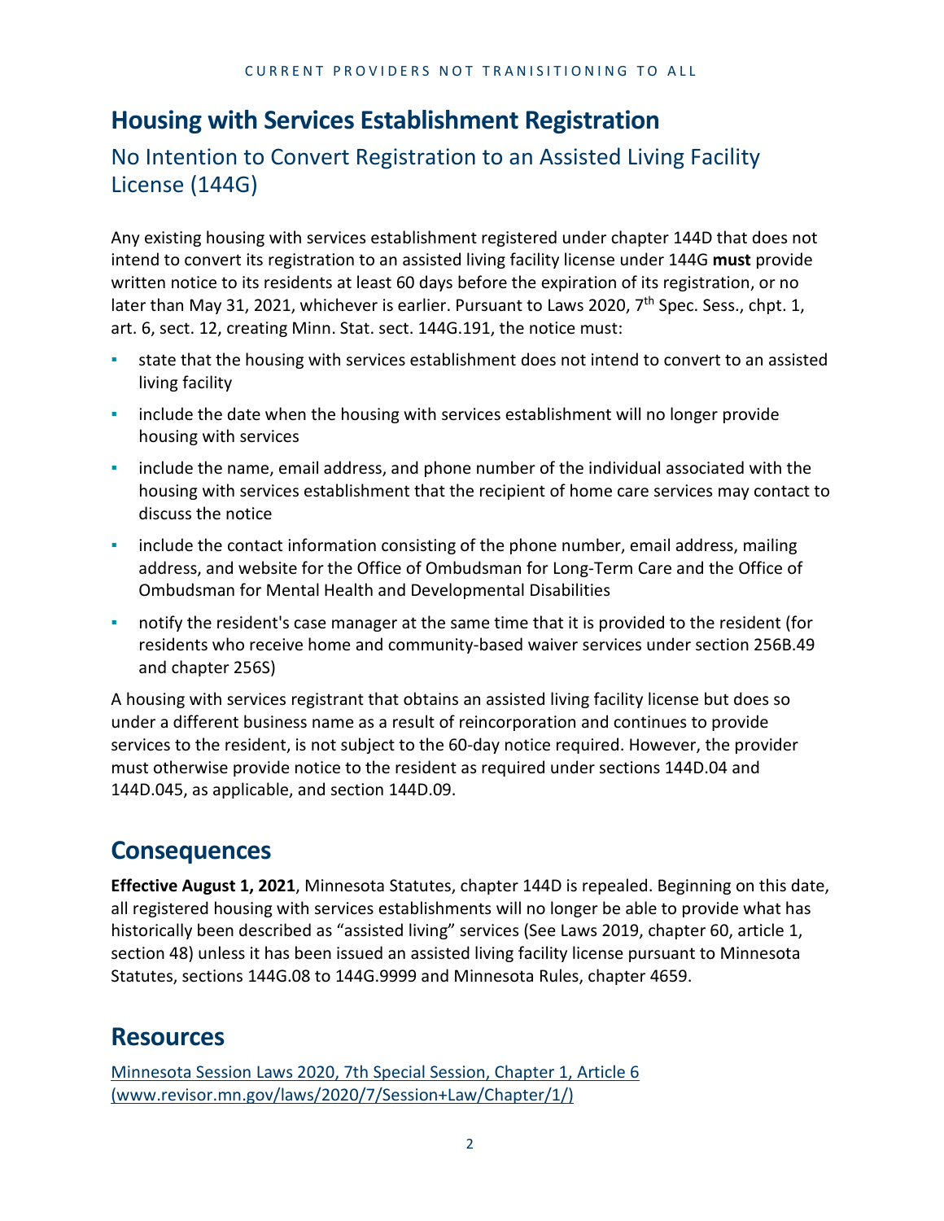# Housing with Services Establishment Registration

## No Intention to Convert Registration to an Assisted Living Facility License (144G)

Any existing housing with services establishment registered under chapter 144D that does not intend to convert its registration to an assisted living facility license under 144G **must** provide written notice to its residents at least 60 days before the expiration of its registration, or no later than May 31, 2021, whichever is earlier. Pursuant to Laws 2020, 7th Spec. Sess., chpt. 1, art. 6, sect. 12, creating Minn. Stat. sect. 144G.191, the notice must:

- state that the housing with services establishment does not intend to convert to an assisted living facility
- include the date when the housing with services establishment will no longer provide housing with services
- include the name, email address, and phone number of the individual associated with the housing with services establishment that the recipient of home care services may contact to discuss the notice
- include the contact information consisting of the phone number, email address, mailing address, and website for the Office of Ombudsman for Long-Term Care and the Office of Ombudsman for Mental Health and Developmental Disabilities
- notify the resident's case manager at the same time that it is provided to the resident (for residents who receive home and community-based waiver services under section 256B.49 and chapter 256S)

A housing with services registrant that obtains an assisted living facility license but does so under a different business name as a result of reincorporation and continues to provide services to the resident, is not subject to the 60-day notice required. However, the provider must otherwise provide notice to the resident as required under sections 144D.04 and 144D.045, as applicable, and section 144D.09.

# Consequences

**Effective August 1, 2021**, Minnesota Statutes, chapter 144D is repealed. Beginning on this date, all registered housing with services establishments will no longer be able to provide what has historically been described as "assisted living" services (See Laws 2019, chapter 60, article 1, section 48) unless it has been issued an assisted living facility license pursuant to Minnesota Statutes, sections 144G.08 to 144G.9999 and Minnesota Rules, chapter 4659.

# Resources

[Minnesota Session Laws 2020, 7th Special Session, Chapter 1, Article 6 (www.revisor.mn.gov/laws/2020/7/Session+Law/Chapter/1/)](www.revisor.mn.gov/laws/2020/7/Session+Law/Chapter/1/)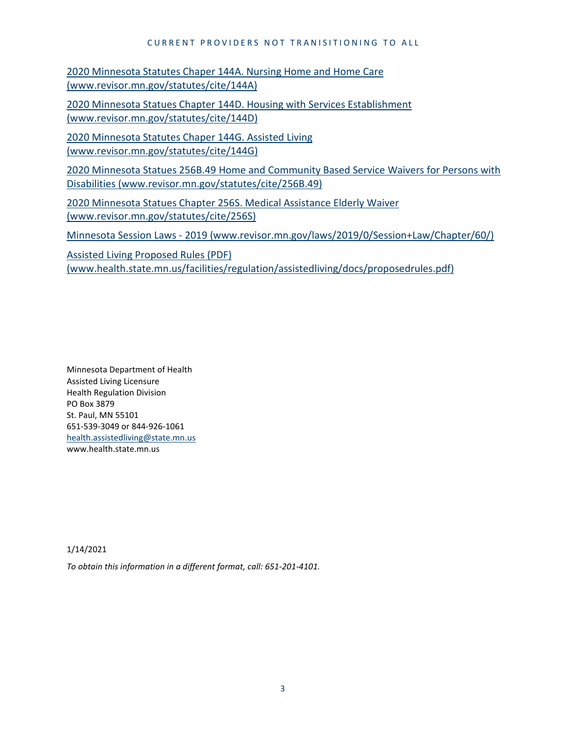[2020 Minnesota Statutes Chaper 144A. Nursing Home and Home Care (www.revisor.mn.gov/statutes/cite/144A)](https://www.revisor.mn.gov/statutes/cite/144A)

[2020 Minnesota Statues Chapter 144D. Housing with Services Establishment (www.revisor.mn.gov/statutes/cite/144D)](https://www.revisor.mn.gov/statutes/cite/144D)

[2020 Minnesota Statutes Chaper 144G. Assisted Living (www.revisor.mn.gov/statutes/cite/144G)](https://www.revisor.mn.gov/statutes/cite/144G)

[2020 Minnesota Statues 256B.49 Home and Community Based Service Waivers for Persons with Disabilities (www.revisor.mn.gov/statutes/cite/256B.49)](https://www.revisor.mn.gov/statutes/cite/256B.49)

[2020 Minnesota Statues Chapter 256S. Medical Assistance Elderly Waiver (www.revisor.mn.gov/statutes/cite/256S)](https://www.revisor.mn.gov/statutes/cite/256S)

[Minnesota Session Laws - 2019 (www.revisor.mn.gov/laws/2019/0/Session+Law/Chapter/60/)](https://www.revisor.mn.gov/laws/2019/0/Session+Law/Chapter/60/)

[Assisted Living Proposed Rules (PDF) (www.health.state.mn.us/facilities/regulation/assistedliving/docs/proposedrules.pdf)](https://www.health.state.mn.us/facilities/regulation/assistedliving/docs/proposedrules.pdf)

Minnesota Department of Health
Assisted Living Licensure
Health Regulation Division
PO Box 3879
St. Paul, MN 55101
651-539-3049 or 844-926-1061
health.assistedliving@state.mn.us
www.health.state.mn.us

1/14/2021

*To obtain this information in a different format, call: 651-201-4101.*